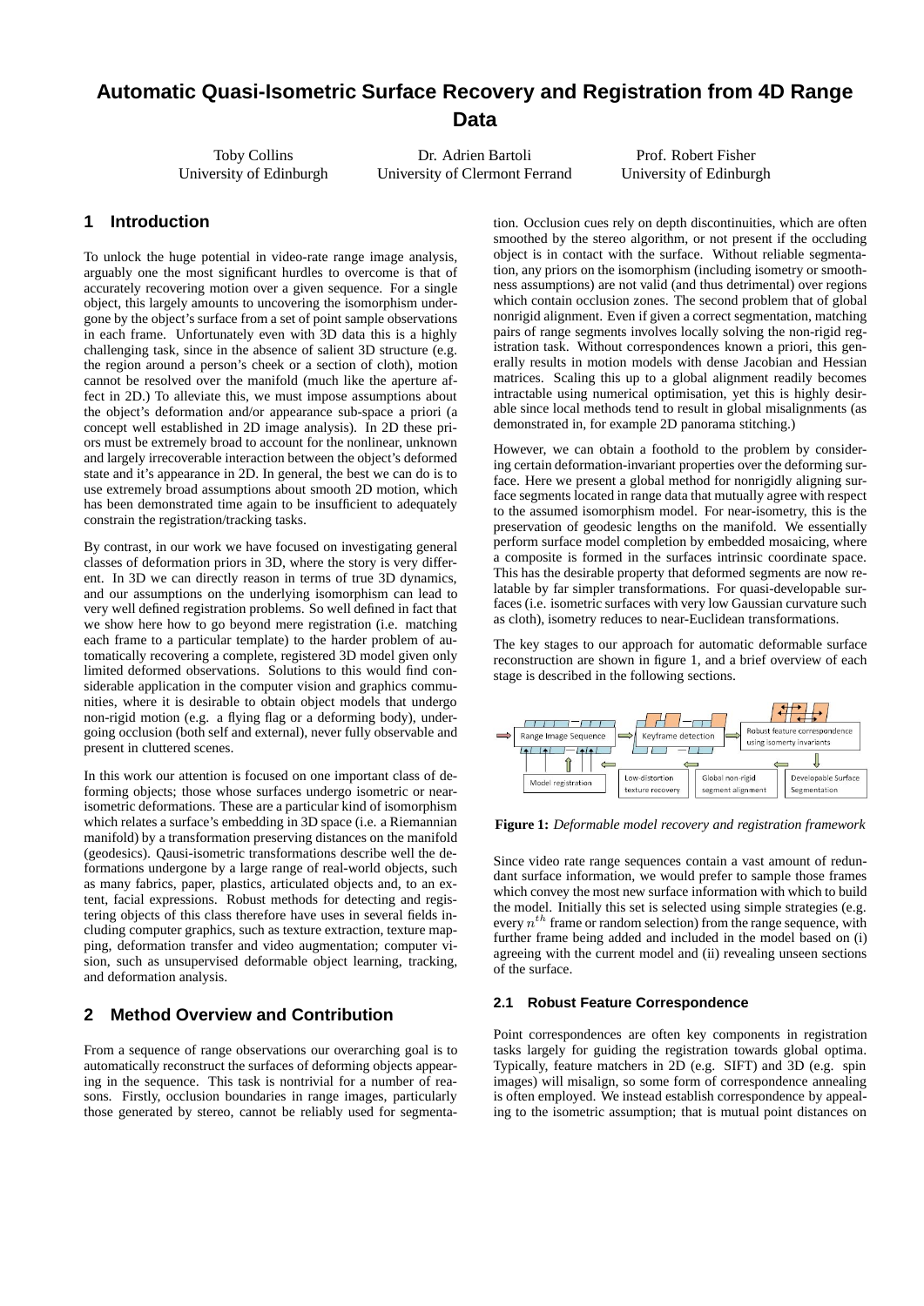# Automatic Quasi-Isometric Surface Recovery and Registration from 4D Range Data

Toby Collins
University of Edinburgh

Dr. Adrien Bartoli
University of Clermont Ferrand

Prof. Robert Fisher
University of Edinburgh

## 1 Introduction

To unlock the huge potential in video-rate range image analysis, arguably one the most significant hurdles to overcome is that of accurately recovering motion over a given sequence. For a single object, this largely amounts to uncovering the isomorphism undergone by the object's surface from a set of point sample observations in each frame. Unfortunately even with 3D data this is a highly challenging task, since in the absence of salient 3D structure (e.g. the region around a person's cheek or a section of cloth), motion cannot be resolved over the manifold (much like the aperture affect in 2D.) To alleviate this, we must impose assumptions about the object's deformation and/or appearance sub-space a priori (a concept well established in 2D image analysis). In 2D these priors must be extremely broad to account for the nonlinear, unknown and largely irrecoverable interaction between the object's deformed state and it's appearance in 2D. In general, the best we can do is to use extremely broad assumptions about smooth 2D motion, which has been demonstrated time again to be insufficient to adequately constrain the registration/tracking tasks.

By contrast, in our work we have focused on investigating general classes of deformation priors in 3D, where the story is very different. In 3D we can directly reason in terms of true 3D dynamics, and our assumptions on the underlying isomorphism can lead to very well defined registration problems. So well defined in fact that we show here how to go beyond mere registration (i.e. matching each frame to a particular template) to the harder problem of automatically recovering a complete, registered 3D model given only limited deformed observations. Solutions to this would find considerable application in the computer vision and graphics communities, where it is desirable to obtain object models that undergo non-rigid motion (e.g. a flying flag or a deforming body), undergoing occlusion (both self and external), never fully observable and present in cluttered scenes.

In this work our attention is focused on one important class of deforming objects; those whose surfaces undergo isometric or near-isometric deformations. These are a particular kind of isomorphism which relates a surface's embedding in 3D space (i.e. a Riemannian manifold) by a transformation preserving distances on the manifold (geodesics). Qausi-isometric transformations describe well the deformations undergone by a large range of real-world objects, such as many fabrics, paper, plastics, articulated objects and, to an extent, facial expressions. Robust methods for detecting and registering objects of this class therefore have uses in several fields including computer graphics, such as texture extraction, texture mapping, deformation transfer and video augmentation; computer vision, such as unsupervised deformable object learning, tracking, and deformation analysis.

## 2 Method Overview and Contribution

From a sequence of range observations our overarching goal is to automatically reconstruct the surfaces of deforming objects appearing in the sequence. This task is nontrivial for a number of reasons. Firstly, occlusion boundaries in range images, particularly those generated by stereo, cannot be reliably used for segmentation. Occlusion cues rely on depth discontinuities, which are often smoothed by the stereo algorithm, or not present if the occluding object is in contact with the surface. Without reliable segmentation, any priors on the isomorphism (including isometry or smoothness assumptions) are not valid (and thus detrimental) over regions which contain occlusion zones. The second problem that of global nonrigid alignment. Even if given a correct segmentation, matching pairs of range segments involves locally solving the non-rigid registration task. Without correspondences known a priori, this generally results in motion models with dense Jacobian and Hessian matrices. Scaling this up to a global alignment readily becomes intractable using numerical optimisation, yet this is highly desirable since local methods tend to result in global misalignments (as demonstrated in, for example 2D panorama stitching.)

However, we can obtain a foothold to the problem by considering certain deformation-invariant properties over the deforming surface. Here we present a global method for nonrigidly aligning surface segments located in range data that mutually agree with respect to the assumed isomorphism model. For near-isometry, this is the preservation of geodesic lengths on the manifold. We essentially perform surface model completion by embedded mosaicing, where a composite is formed in the surfaces intrinsic coordinate space. This has the desirable property that deformed segments are now relatable by far simpler transformations. For quasi-developable surfaces (i.e. isometric surfaces with very low Gaussian curvature such as cloth), isometry reduces to near-Euclidean transformations.

The key stages to our approach for automatic deformable surface reconstruction are shown in figure 1, and a brief overview of each stage is described in the following sections.

**Figure 1:** *Deformable model recovery and registration framework*

Since video rate range sequences contain a vast amount of redundant surface information, we would prefer to sample those frames which convey the most new surface information with which to build the model. Initially this set is selected using simple strategies (e.g. every $n^{th}$ frame or random selection) from the range sequence, with further frame being added and included in the model based on (i) agreeing with the current model and (ii) revealing unseen sections of the surface.

### 2.1 Robust Feature Correspondence

Point correspondences are often key components in registration tasks largely for guiding the registration towards global optima. Typically, feature matchers in 2D (e.g. SIFT) and 3D (e.g. spin images) will misalign, so some form of correspondence annealing is often employed. We instead establish correspondence by appealing to the isometric assumption; that is mutual point distances on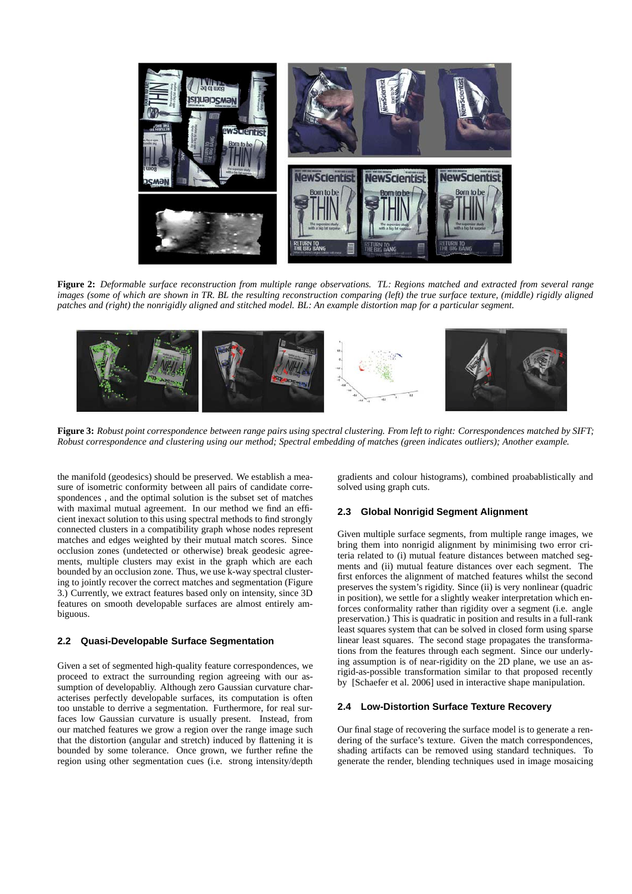**Figure 2:** *Deformable surface reconstruction from multiple range observations. TL: Regions matched and extracted from several range images (some of which are shown in TR. BL the resulting reconstruction comparing (left) the true surface texture, (middle) rigidly aligned patches and (right) the nonrigidly aligned and stitched model. BL: An example distortion map for a particular segment.*

**Figure 3:** *Robust point correspondence between range pairs using spectral clustering. From left to right: Correspondences matched by SIFT; Robust correspondence and clustering using our method; Spectral embedding of matches (green indicates outliers); Another example.*

the manifold (geodesics) should be preserved. We establish a measure of isometric conformity between all pairs of candidate correspondences , and the optimal solution is the subset set of matches with maximal mutual agreement. In our method we find an efficient inexact solution to this using spectral methods to find strongly connected clusters in a compatibility graph whose nodes represent matches and edges weighted by their mutual match scores. Since occlusion zones (undetected or otherwise) break geodesic agreements, multiple clusters may exist in the graph which are each bounded by an occlusion zone. Thus, we use k-way spectral clustering to jointly recover the correct matches and segmentation (Figure 3.) Currently, we extract features based only on intensity, since 3D features on smooth developable surfaces are almost entirely ambiguous.

### 2.2 Quasi-Developable Surface Segmentation

Given a set of segmented high-quality feature correspondences, we proceed to extract the surrounding region agreeing with our assumption of developabliy. Although zero Gaussian curvature characterises perfectly developable surfaces, its computation is often too unstable to derrive a segmentation. Furthermore, for real surfaces low Gaussian curvature is usually present. Instead, from our matched features we grow a region over the range image such that the distortion (angular and stretch) induced by flattening it is bounded by some tolerance. Once grown, we further refine the region using other segmentation cues (i.e. strong intensity/depth gradients and colour histograms), combined proabablistically and solved using graph cuts.

### 2.3 Global Nonrigid Segment Alignment

Given multiple surface segments, from multiple range images, we bring them into nonrigid alignment by minimising two error criteria related to (i) mutual feature distances between matched segments and (ii) mutual feature distances over each segment. The first enforces the alignment of matched features whilst the second preserves the system's rigidity. Since (ii) is very nonlinear (quadric in position), we settle for a slightly weaker interpretation which enforces conformality rather than rigidity over a segment (i.e. angle preservation.) This is quadratic in position and results in a full-rank least squares system that can be solved in closed form using sparse linear least squares. The second stage propagates the transformations from the features through each segment. Since our underlying assumption is of near-rigidity on the 2D plane, we use an as-rigid-as-possible transformation similar to that proposed recently by [Schaefer et al. 2006] used in interactive shape manipulation.

### 2.4 Low-Distortion Surface Texture Recovery

Our final stage of recovering the surface model is to generate a rendering of the surface's texture. Given the match correspondences, shading artifacts can be removed using standard techniques. To generate the render, blending techniques used in image mosaicing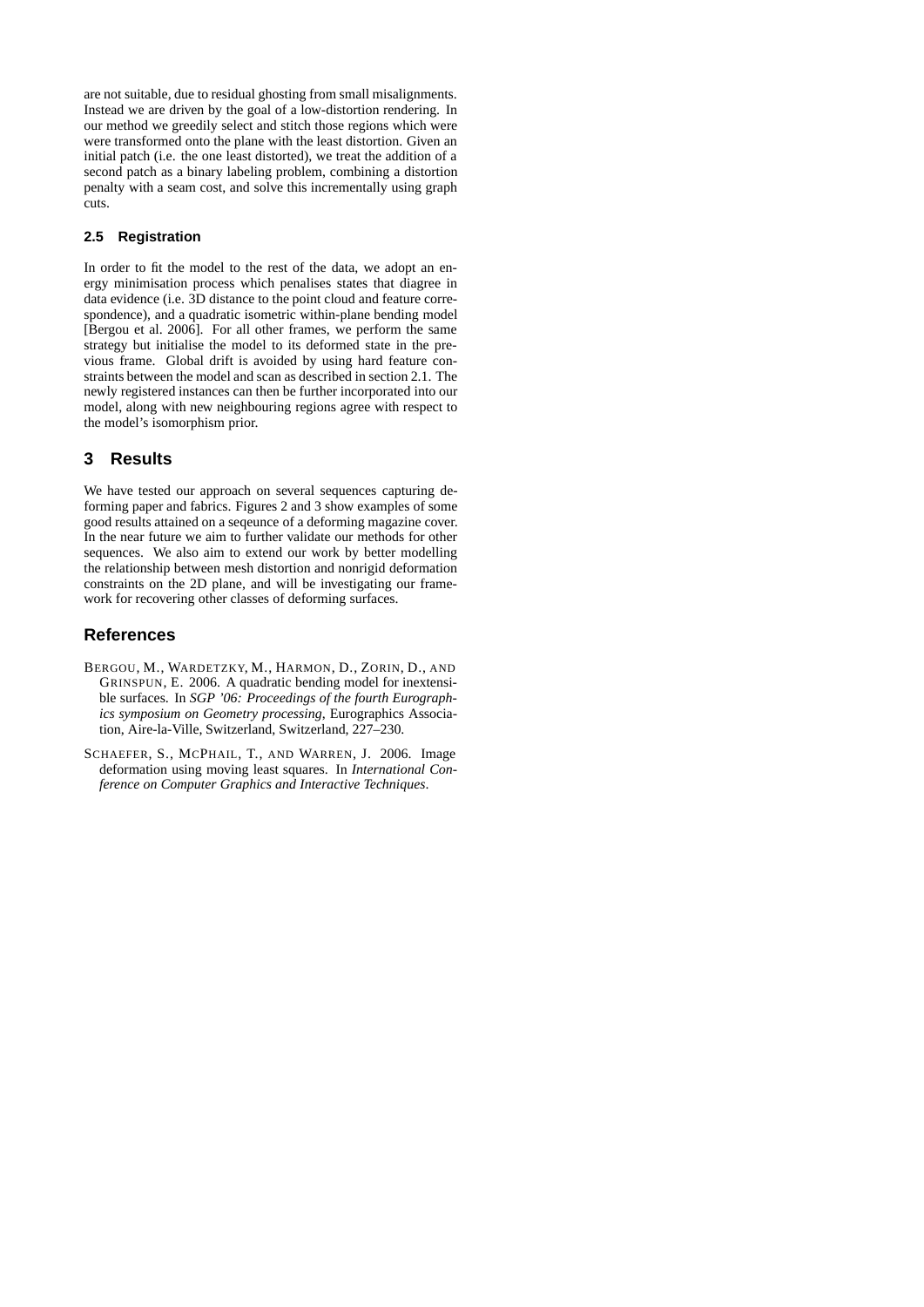are not suitable, due to residual ghosting from small misalignments. Instead we are driven by the goal of a low-distortion rendering. In our method we greedily select and stitch those regions which were were transformed onto the plane with the least distortion. Given an initial patch (i.e. the one least distorted), we treat the addition of a second patch as a binary labeling problem, combining a distortion penalty with a seam cost, and solve this incrementally using graph cuts.

### 2.5 Registration

In order to fit the model to the rest of the data, we adopt an energy minimisation process which penalises states that diagree in data evidence (i.e. 3D distance to the point cloud and feature correspondence), and a quadratic isometric within-plane bending model [Bergou et al. 2006]. For all other frames, we perform the same strategy but initialise the model to its deformed state in the previous frame. Global drift is avoided by using hard feature constraints between the model and scan as described in section 2.1. The newly registered instances can then be further incorporated into our model, along with new neighbouring regions agree with respect to the model's isomorphism prior.

## 3 Results

We have tested our approach on several sequences capturing deforming paper and fabrics. Figures 2 and 3 show examples of some good results attained on a seqeunce of a deforming magazine cover. In the near future we aim to further validate our methods for other sequences. We also aim to extend our work by better modelling the relationship between mesh distortion and nonrigid deformation constraints on the 2D plane, and will be investigating our framework for recovering other classes of deforming surfaces.

## References

BERGOU, M., WARDETZKY, M., HARMON, D., ZORIN, D., AND GRINSPUN, E. 2006. A quadratic bending model for inextensible surfaces. In *SGP '06: Proceedings of the fourth Eurographics symposium on Geometry processing*, Eurographics Association, Aire-la-Ville, Switzerland, Switzerland, 227–230.

SCHAEFER, S., MCPHAIL, T., AND WARREN, J. 2006. Image deformation using moving least squares. In *International Conference on Computer Graphics and Interactive Techniques*.